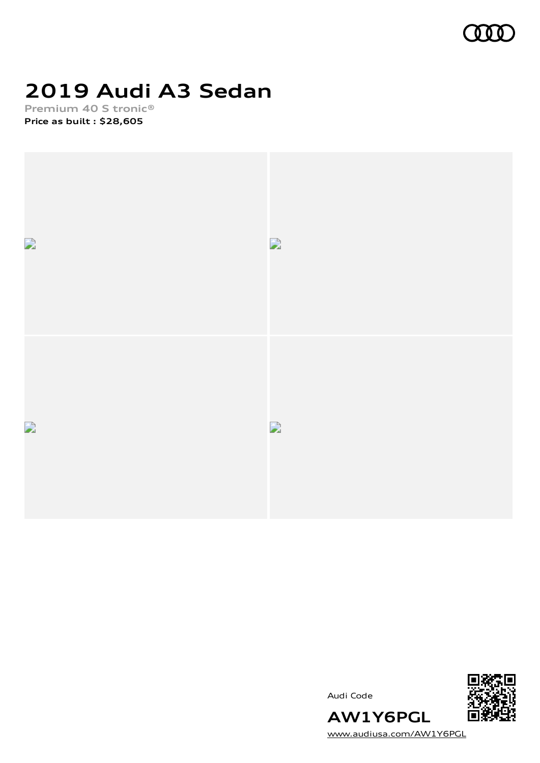# 2019 Audi A3 Sedan

**Premium 40 S tronic®**

**Price as built : $28,605**

Audi Code

**AW1Y6PGL**

www.audiusa.com/AW1Y6PGL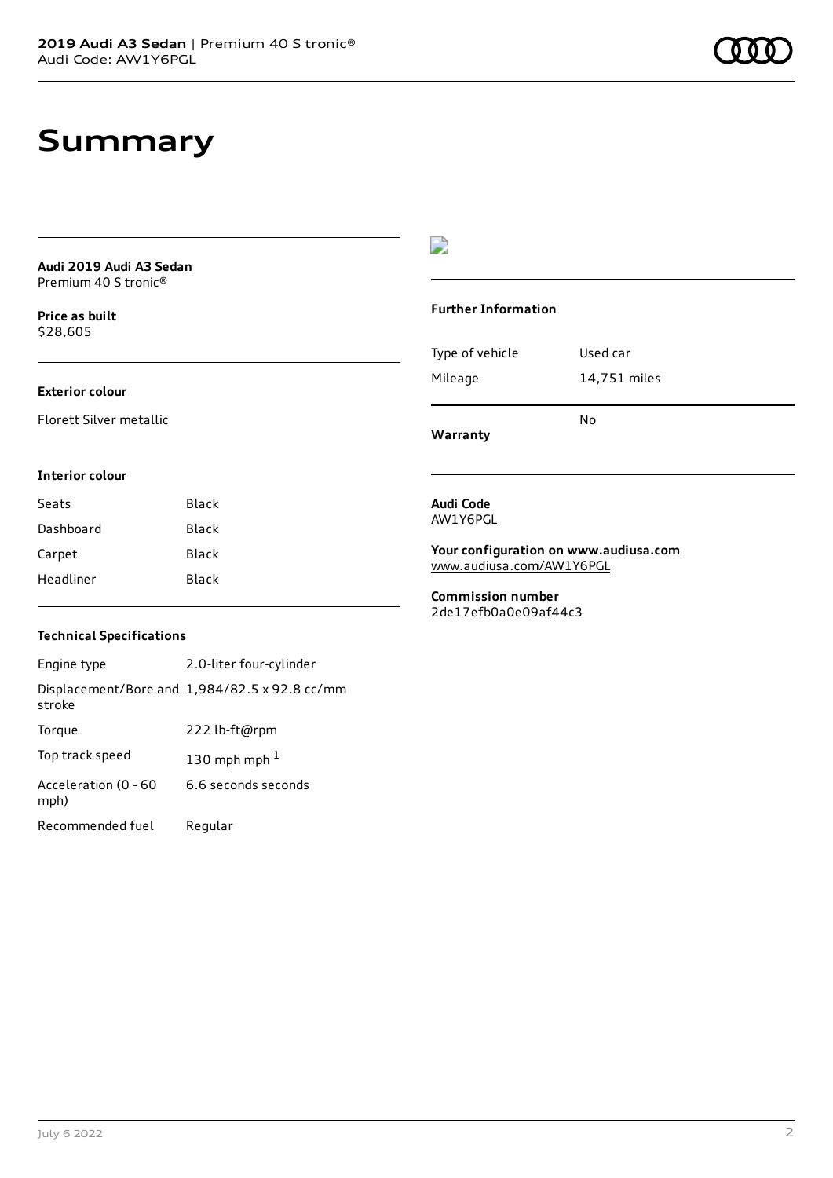# Summary

**Audi 2019 Audi A3 Sedan**
Premium 40 S tronic®

**Price as built**
$28,605

**Exterior colour**

Florett Silver metallic

**Interior colour**

| | |
|---|---|
| Seats | Black |
| Dashboard | Black |
| Carpet | Black |
| Headliner | Black |

**Technical Specifications**

| | |
|---|---|
| Engine type | 2.0-liter four-cylinder |
| Displacement/Bore and stroke | 1,984/82.5 x 92.8 cc/mm |
| Torque | 222 lb-ft@rpm |
| Top track speed | 130 mph mph [1] |
| Acceleration (0 - 60 mph) | 6.6 seconds seconds |
| Recommended fuel | Regular |

**Further Information**

| | |
|---|---|
| Type of vehicle | Used car |
| Mileage | 14,751 miles |
| **Warranty** | No |

**Audi Code**
AW1Y6PGL

**Your configuration on www.audiusa.com**
www.audiusa.com/AW1Y6PGL

**Commission number**
2de17efb0a0e09af44c3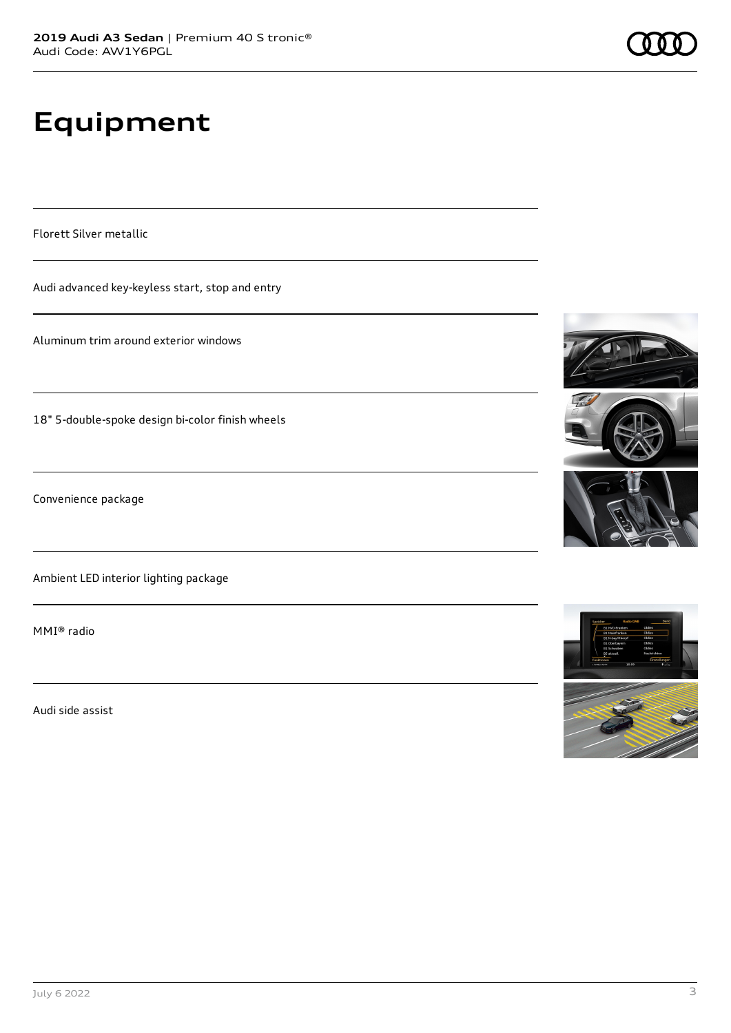# Equipment

Florett Silver metallic

Audi advanced key-keyless start, stop and entry

Aluminum trim around exterior windows

18" 5-double-spoke design bi-color finish wheels

Convenience package

Ambient LED interior lighting package

MMI® radio

Audi side assist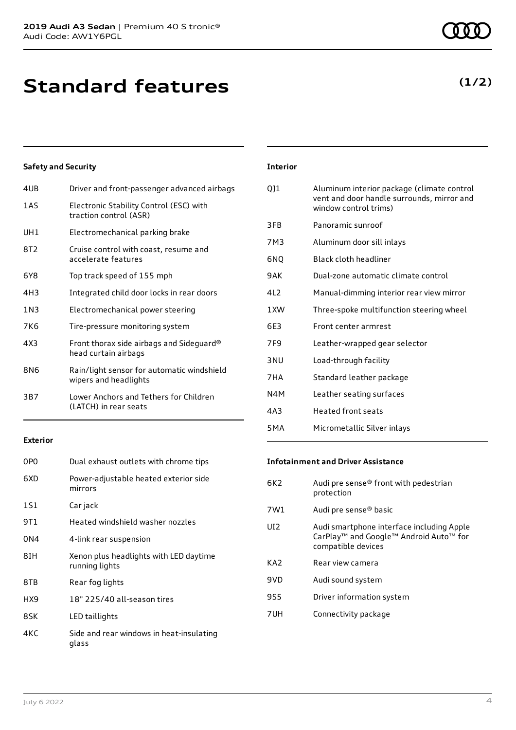# Standard features

**(1/2)**

### Safety and Security

| | |
|---|---|
| 4UB | Driver and front-passenger advanced airbags |
| 1AS | Electronic Stability Control (ESC) with traction control (ASR) |
| UH1 | Electromechanical parking brake |
| 8T2 | Cruise control with coast, resume and accelerate features |
| 6Y8 | Top track speed of 155 mph |
| 4H3 | Integrated child door locks in rear doors |
| 1N3 | Electromechanical power steering |
| 7K6 | Tire-pressure monitoring system |
| 4X3 | Front thorax side airbags and Sideguard® head curtain airbags |
| 8N6 | Rain/light sensor for automatic windshield wipers and headlights |
| 3B7 | Lower Anchors and Tethers for Children (LATCH) in rear seats |

### Exterior

| | |
|---|---|
| 0P0 | Dual exhaust outlets with chrome tips |
| 6XD | Power-adjustable heated exterior side mirrors |
| 1S1 | Car jack |
| 9T1 | Heated windshield washer nozzles |
| 0N4 | 4-link rear suspension |
| 8IH | Xenon plus headlights with LED daytime running lights |
| 8TB | Rear fog lights |
| HX9 | 18" 225/40 all-season tires |
| 8SK | LED taillights |
| 4KC | Side and rear windows in heat-insulating glass |

### Interior

| | |
|---|---|
| QJ1 | Aluminum interior package (climate control vent and door handle surrounds, mirror and window control trims) |
| 3FB | Panoramic sunroof |
| 7M3 | Aluminum door sill inlays |
| 6NQ | Black cloth headliner |
| 9AK | Dual-zone automatic climate control |
| 4L2 | Manual-dimming interior rear view mirror |
| 1XW | Three-spoke multifunction steering wheel |
| 6E3 | Front center armrest |
| 7F9 | Leather-wrapped gear selector |
| 3NU | Load-through facility |
| 7HA | Standard leather package |
| N4M | Leather seating surfaces |
| 4A3 | Heated front seats |
| 5MA | Micrometallic Silver inlays |

### Infotainment and Driver Assistance

| | |
|---|---|
| 6K2 | Audi pre sense® front with pedestrian protection |
| 7W1 | Audi pre sense® basic |
| UI2 | Audi smartphone interface including Apple CarPlay™ and Google™ Android Auto™ for compatible devices |
| KA2 | Rear view camera |
| 9VD | Audi sound system |
| 9S5 | Driver information system |
| 7UH | Connectivity package |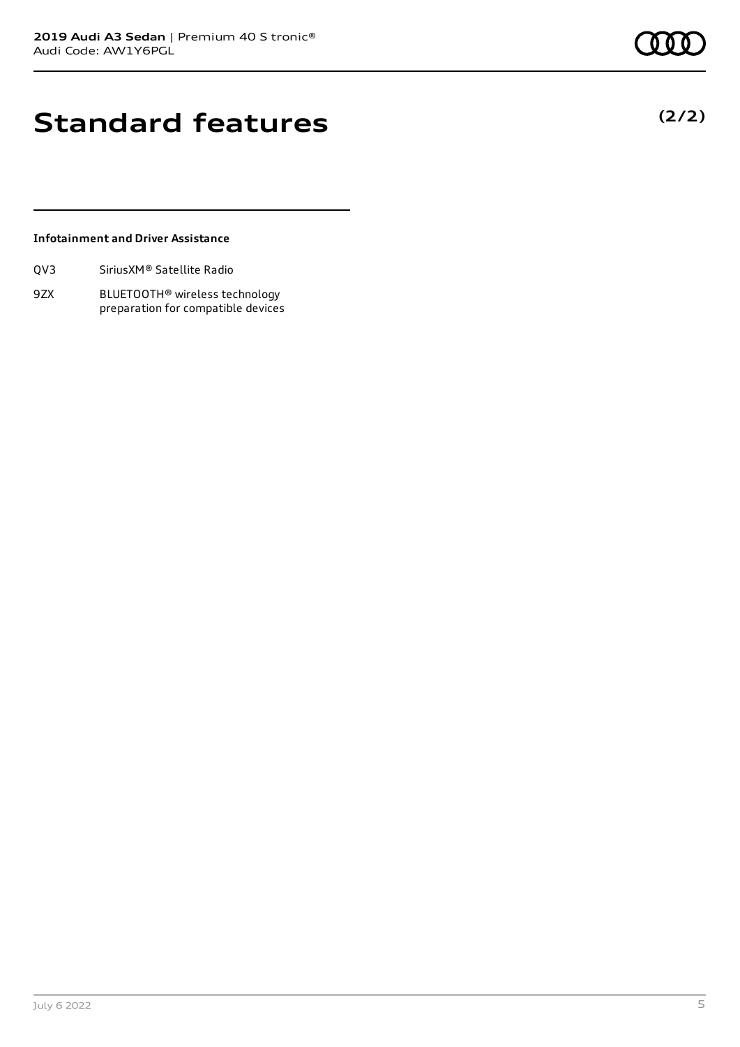# Standard features

**(2/2)**

### Infotainment and Driver Assistance

| | |
|---|---|
| QV3 | SiriusXM® Satellite Radio |
| 9ZX | BLUETOOTH® wireless technology preparation for compatible devices |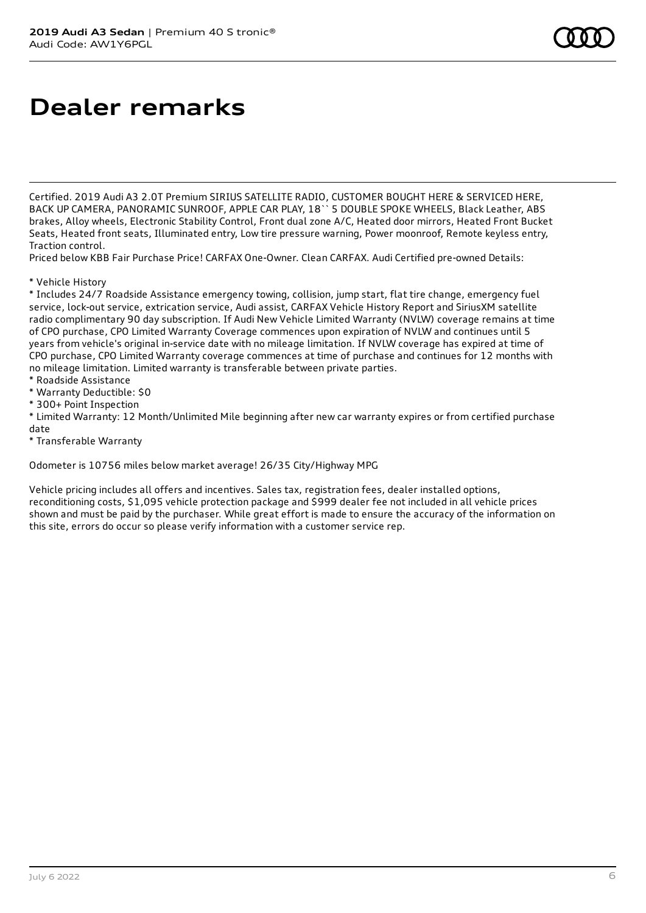# Dealer remarks

Certified. 2019 Audi A3 2.0T Premium SIRIUS SATELLITE RADIO, CUSTOMER BOUGHT HERE & SERVICED HERE, BACK UP CAMERA, PANORAMIC SUNROOF, APPLE CAR PLAY, 18`` 5 DOUBLE SPOKE WHEELS, Black Leather, ABS brakes, Alloy wheels, Electronic Stability Control, Front dual zone A/C, Heated door mirrors, Heated Front Bucket Seats, Heated front seats, Illuminated entry, Low tire pressure warning, Power moonroof, Remote keyless entry, Traction control.

Priced below KBB Fair Purchase Price! CARFAX One-Owner. Clean CARFAX. Audi Certified pre-owned Details:

* Vehicle History
* Includes 24/7 Roadside Assistance emergency towing, collision, jump start, flat tire change, emergency fuel service, lock-out service, extrication service, Audi assist, CARFAX Vehicle History Report and SiriusXM satellite radio complimentary 90 day subscription. If Audi New Vehicle Limited Warranty (NVLW) coverage remains at time of CPO purchase, CPO Limited Warranty Coverage commences upon expiration of NVLW and continues until 5 years from vehicle's original in-service date with no mileage limitation. If NVLW coverage has expired at time of CPO purchase, CPO Limited Warranty coverage commences at time of purchase and continues for 12 months with no mileage limitation. Limited warranty is transferable between private parties.
* Roadside Assistance
* Warranty Deductible: $0
* 300+ Point Inspection
* Limited Warranty: 12 Month/Unlimited Mile beginning after new car warranty expires or from certified purchase date
* Transferable Warranty

Odometer is 10756 miles below market average! 26/35 City/Highway MPG

Vehicle pricing includes all offers and incentives. Sales tax, registration fees, dealer installed options, reconditioning costs, $1,095 vehicle protection package and $999 dealer fee not included in all vehicle prices shown and must be paid by the purchaser. While great effort is made to ensure the accuracy of the information on this site, errors do occur so please verify information with a customer service rep.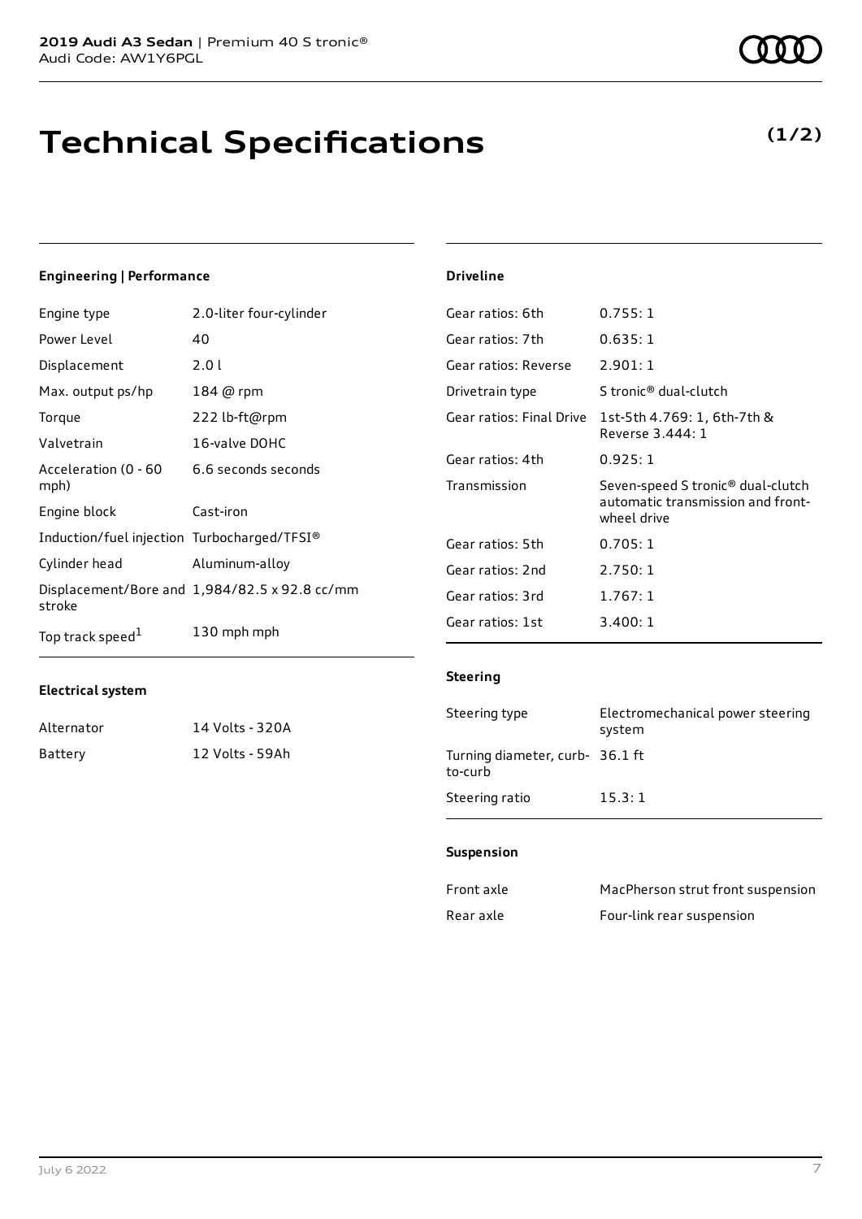# Technical Specifications

**(1/2)**

### Engineering | Performance

| | |
|---|---|
| Engine type | 2.0-liter four-cylinder |
| Power Level | 40 |
| Displacement | 2.0 l |
| Max. output ps/hp | 184 @ rpm |
| Torque | 222 lb-ft@rpm |
| Valvetrain | 16-valve DOHC |
| Acceleration (0 - 60 mph) | 6.6 seconds seconds |
| Engine block | Cast-iron |
| Induction/fuel injection | Turbocharged/TFSI® |
| Cylinder head | Aluminum-alloy |
| Displacement/Bore and stroke | 1,984/82.5 x 92.8 cc/mm |
| Top track speed[1] | 130 mph mph |

### Electrical system

| | |
|---|---|
| Alternator | 14 Volts - 320A |
| Battery | 12 Volts - 59Ah |

### Driveline

| | |
|---|---|
| Gear ratios: 6th | 0.755: 1 |
| Gear ratios: 7th | 0.635: 1 |
| Gear ratios: Reverse | 2.901: 1 |
| Drivetrain type | S tronic® dual-clutch |
| Gear ratios: Final Drive | 1st-5th 4.769: 1, 6th-7th & Reverse 3.444: 1 |
| Gear ratios: 4th | 0.925: 1 |
| Transmission | Seven-speed S tronic® dual-clutch automatic transmission and front-wheel drive |
| Gear ratios: 5th | 0.705: 1 |
| Gear ratios: 2nd | 2.750: 1 |
| Gear ratios: 3rd | 1.767: 1 |
| Gear ratios: 1st | 3.400: 1 |

### Steering

| | |
|---|---|
| Steering type | Electromechanical power steering system |
| Turning diameter, curb-to-curb | 36.1 ft |
| Steering ratio | 15.3: 1 |

### Suspension

| | |
|---|---|
| Front axle | MacPherson strut front suspension |
| Rear axle | Four-link rear suspension |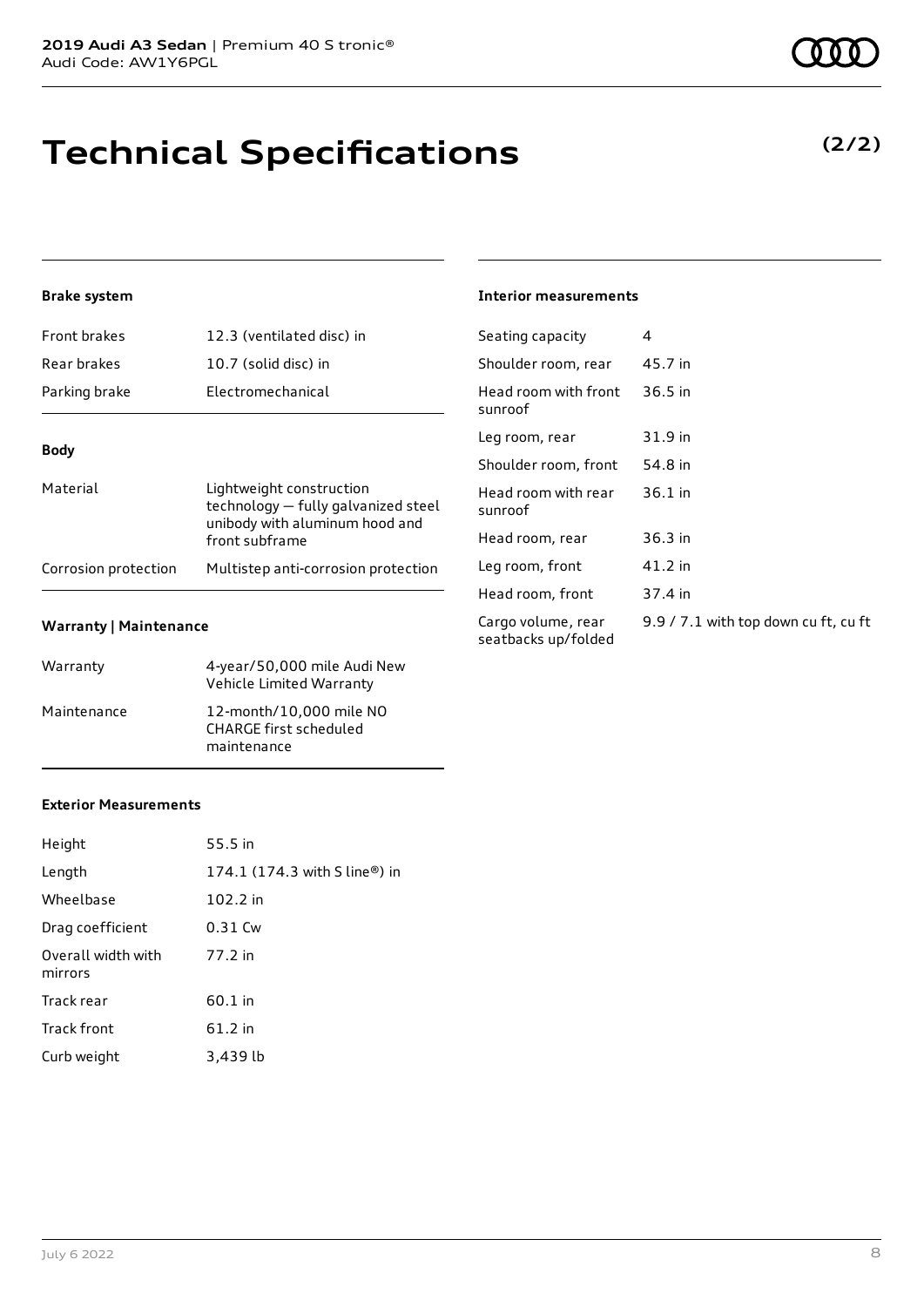# Technical Specifications

**(2/2)**

### Brake system

| | |
|---|---|
| Front brakes | 12.3 (ventilated disc) in |
| Rear brakes | 10.7 (solid disc) in |
| Parking brake | Electromechanical |

### Body

| | |
|---|---|
| Material | Lightweight construction technology — fully galvanized steel unibody with aluminum hood and front subframe |
| Corrosion protection | Multistep anti-corrosion protection |

### Warranty | Maintenance

| | |
|---|---|
| Warranty | 4-year/50,000 mile Audi New Vehicle Limited Warranty |
| Maintenance | 12-month/10,000 mile NO CHARGE first scheduled maintenance |

### Exterior Measurements

| | |
|---|---|
| Height | 55.5 in |
| Length | 174.1 (174.3 with S line®) in |
| Wheelbase | 102.2 in |
| Drag coefficient | 0.31 Cw |
| Overall width with mirrors | 77.2 in |
| Track rear | 60.1 in |
| Track front | 61.2 in |
| Curb weight | 3,439 lb |

### Interior measurements

| | |
|---|---|
| Seating capacity | 4 |
| Shoulder room, rear | 45.7 in |
| Head room with front sunroof | 36.5 in |
| Leg room, rear | 31.9 in |
| Shoulder room, front | 54.8 in |
| Head room with rear sunroof | 36.1 in |
| Head room, rear | 36.3 in |
| Leg room, front | 41.2 in |
| Head room, front | 37.4 in |
| Cargo volume, rear seatbacks up/folded | 9.9 / 7.1 with top down cu ft, cu ft |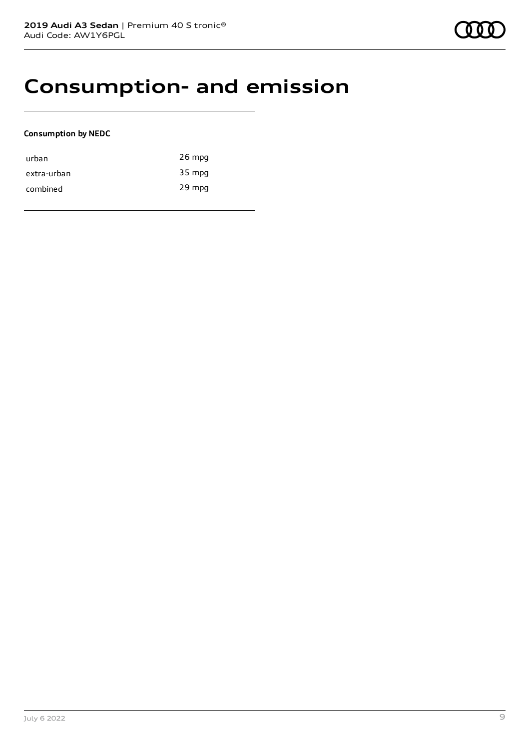# Consumption- and emission

**Consumption by NEDC**

| | |
|---|---|
| urban | 26 mpg |
| extra-urban | 35 mpg |
| combined | 29 mpg |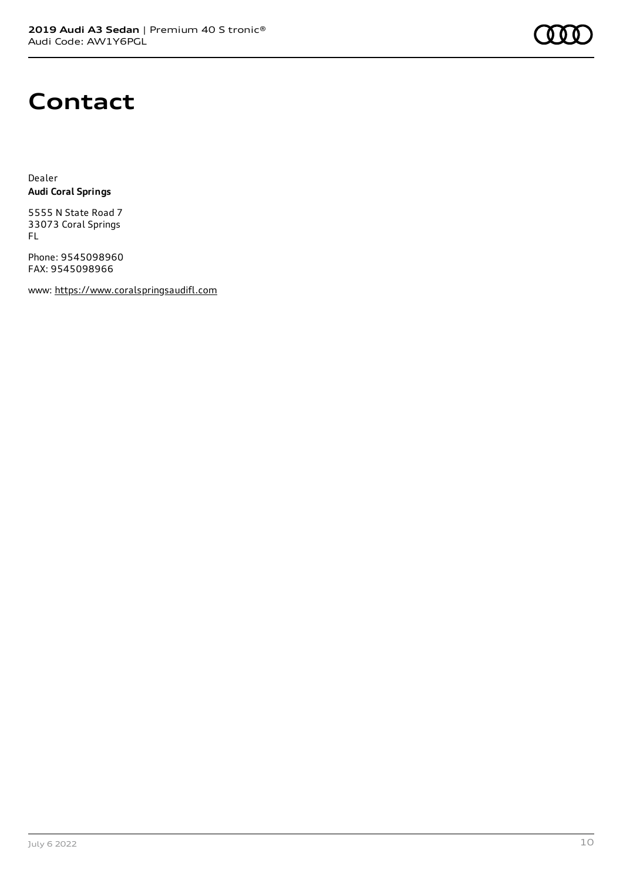# Contact

Dealer
**Audi Coral Springs**

5555 N State Road 7
33073 Coral Springs
FL

Phone: 9545098960
FAX: 9545098966

www: https://www.coralspringsaudifl.com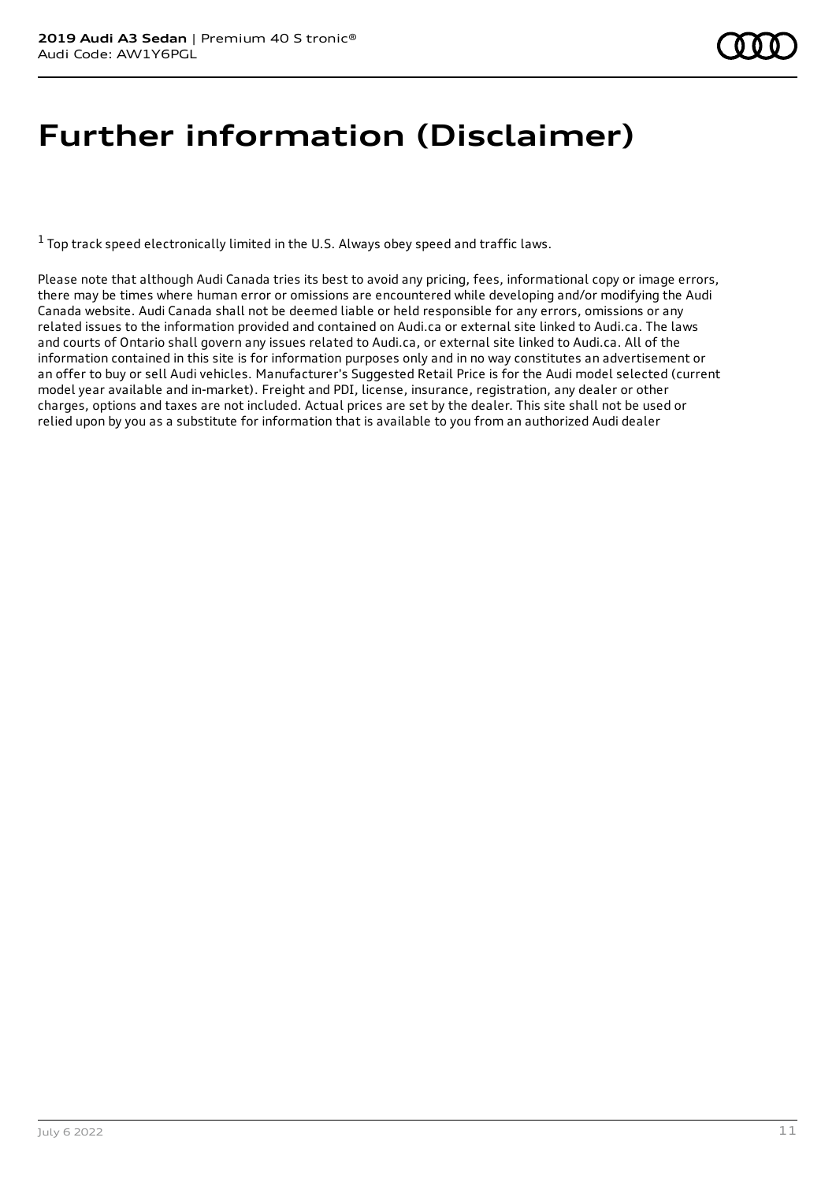# Further information (Disclaimer)

[1] Top track speed electronically limited in the U.S. Always obey speed and traffic laws.

Please note that although Audi Canada tries its best to avoid any pricing, fees, informational copy or image errors, there may be times where human error or omissions are encountered while developing and/or modifying the Audi Canada website. Audi Canada shall not be deemed liable or held responsible for any errors, omissions or any related issues to the information provided and contained on Audi.ca or external site linked to Audi.ca. The laws and courts of Ontario shall govern any issues related to Audi.ca, or external site linked to Audi.ca. All of the information contained in this site is for information purposes only and in no way constitutes an advertisement or an offer to buy or sell Audi vehicles. Manufacturer's Suggested Retail Price is for the Audi model selected (current model year available and in-market). Freight and PDI, license, insurance, registration, any dealer or other charges, options and taxes are not included. Actual prices are set by the dealer. This site shall not be used or relied upon by you as a substitute for information that is available to you from an authorized Audi dealer